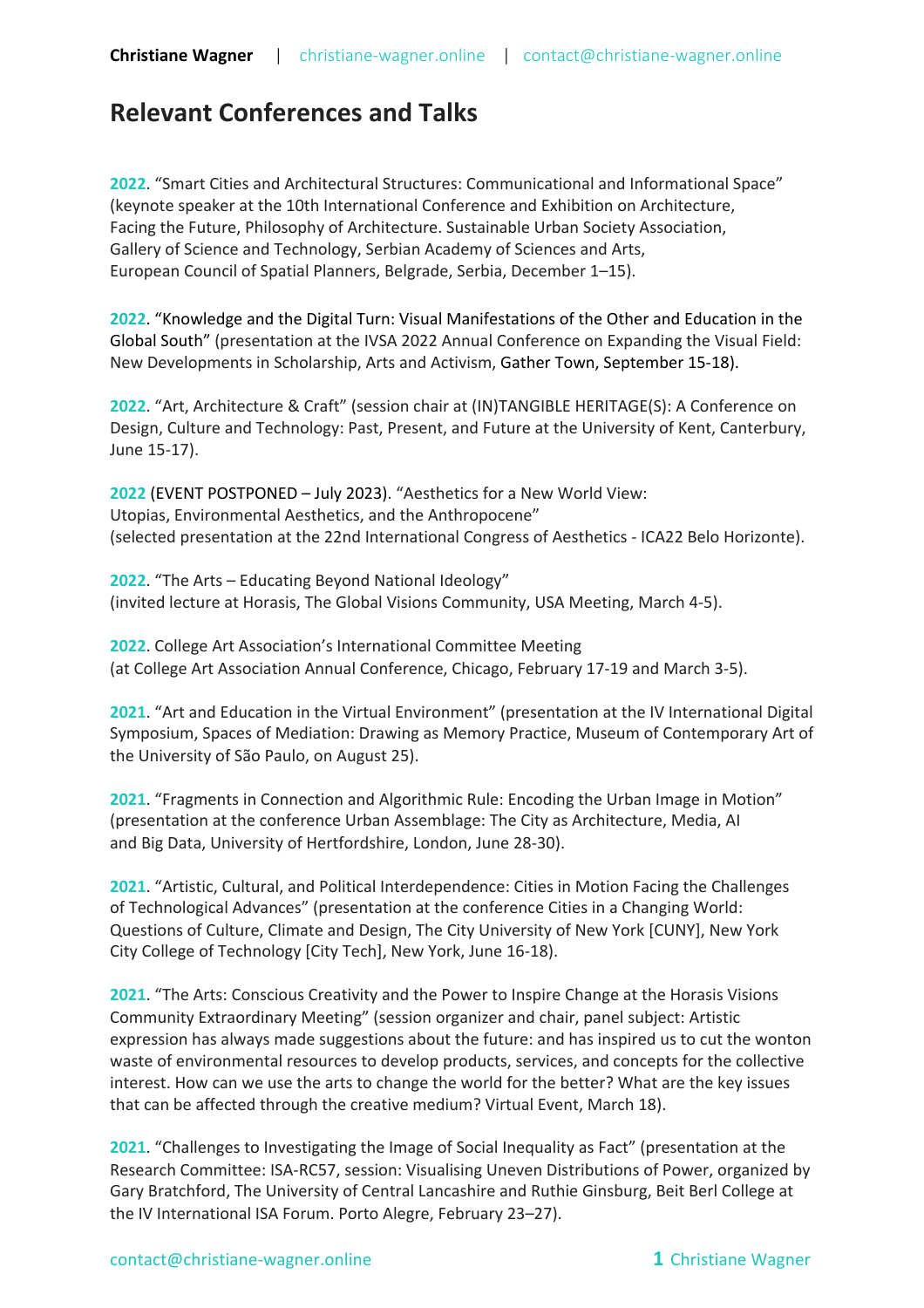# Relevant Conferences and Talks

**2022**. "Smart Cities and Architectural Structures: Communicational and Informational Space" (keynote speaker at the 10th International Conference and Exhibition on Architecture, Facing the Future, Philosophy of Architecture. Sustainable Urban Society Association, Gallery of Science and Technology, Serbian Academy of Sciences and Arts, European Council of Spatial Planners, Belgrade, Serbia, December 1–15).

**2022**. "Knowledge and the Digital Turn: Visual Manifestations of the Other and Education in the Global South" (presentation at the IVSA 2022 Annual Conference on Expanding the Visual Field: New Developments in Scholarship, Arts and Activism, Gather Town, September 15-18).

**2022**. "Art, Architecture & Craft" (session chair at (IN)TANGIBLE HERITAGE(S): A Conference on Design, Culture and Technology: Past, Present, and Future at the University of Kent, Canterbury, June 15-17).

**2022** (EVENT POSTPONED – July 2023). "Aesthetics for a New World View: Utopias, Environmental Aesthetics, and the Anthropocene" (selected presentation at the 22nd International Congress of Aesthetics - ICA22 Belo Horizonte).

**2022**. "The Arts – Educating Beyond National Ideology" (invited lecture at Horasis, The Global Visions Community, USA Meeting, March 4-5).

**2022**. College Art Association's International Committee Meeting (at College Art Association Annual Conference, Chicago, February 17-19 and March 3-5).

**2021**. "Art and Education in the Virtual Environment" (presentation at the IV International Digital Symposium, Spaces of Mediation: Drawing as Memory Practice, Museum of Contemporary Art of the University of São Paulo, on August 25).

**2021**. "Fragments in Connection and Algorithmic Rule: Encoding the Urban Image in Motion" (presentation at the conference Urban Assemblage: The City as Architecture, Media, AI and Big Data, University of Hertfordshire, London, June 28-30).

**2021**. "Artistic, Cultural, and Political Interdependence: Cities in Motion Facing the Challenges of Technological Advances" (presentation at the conference Cities in a Changing World: Questions of Culture, Climate and Design, The City University of New York [CUNY], New York City College of Technology [City Tech], New York, June 16-18).

**2021**. "The Arts: Conscious Creativity and the Power to Inspire Change at the Horasis Visions Community Extraordinary Meeting" (session organizer and chair, panel subject: Artistic expression has always made suggestions about the future: and has inspired us to cut the wonton waste of environmental resources to develop products, services, and concepts for the collective interest. How can we use the arts to change the world for the better? What are the key issues that can be affected through the creative medium? Virtual Event, March 18).

**2021**. "Challenges to Investigating the Image of Social Inequality as Fact" (presentation at the Research Committee: ISA-RC57, session: Visualising Uneven Distributions of Power, organized by Gary Bratchford, The University of Central Lancashire and Ruthie Ginsburg, Beit Berl College at the IV International ISA Forum. Porto Alegre, February 23–27).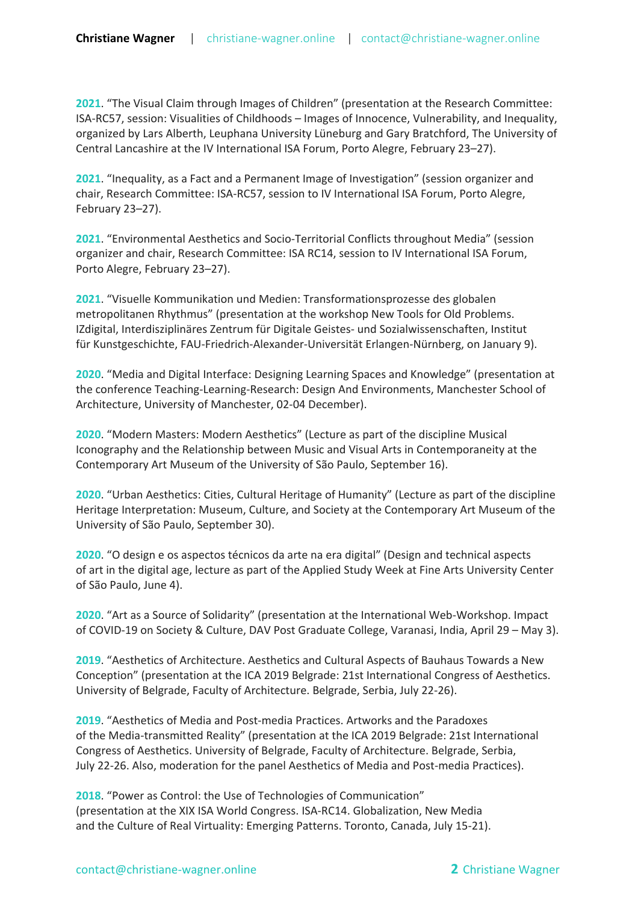**2021**. “The Visual Claim through Images of Children” (presentation at the Research Committee: ISA-RC57, session: Visualities of Childhoods – Images of Innocence, Vulnerability, and Inequality, organized by Lars Alberth, Leuphana University Lüneburg and Gary Bratchford, The University of Central Lancashire at the IV International ISA Forum, Porto Alegre, February 23–27).

**2021**. “Inequality, as a Fact and a Permanent Image of Investigation” (session organizer and chair, Research Committee: ISA-RC57, session to IV International ISA Forum, Porto Alegre, February 23–27).

**2021**. “Environmental Aesthetics and Socio-Territorial Conflicts throughout Media” (session organizer and chair, Research Committee: ISA RC14, session to IV International ISA Forum, Porto Alegre, February 23–27).

**2021**. “Visuelle Kommunikation und Medien: Transformationsprozesse des globalen metropolitanen Rhythmus” (presentation at the workshop New Tools for Old Problems. IZdigital, Interdisziplinäres Zentrum für Digitale Geistes- und Sozialwissenschaften, Institut für Kunstgeschichte, FAU-Friedrich-Alexander-Universität Erlangen-Nürnberg, on January 9).

**2020**. “Media and Digital Interface: Designing Learning Spaces and Knowledge” (presentation at the conference Teaching-Learning-Research: Design And Environments, Manchester School of Architecture, University of Manchester, 02-04 December).

**2020**. “Modern Masters: Modern Aesthetics” (Lecture as part of the discipline Musical Iconography and the Relationship between Music and Visual Arts in Contemporaneity at the Contemporary Art Museum of the University of São Paulo, September 16).

**2020**. “Urban Aesthetics: Cities, Cultural Heritage of Humanity” (Lecture as part of the discipline Heritage Interpretation: Museum, Culture, and Society at the Contemporary Art Museum of the University of São Paulo, September 30).

**2020**. “O design e os aspectos técnicos da arte na era digital” (Design and technical aspects of art in the digital age, lecture as part of the Applied Study Week at Fine Arts University Center of São Paulo, June 4).

**2020**. “Art as a Source of Solidarity” (presentation at the International Web-Workshop. Impact of COVID-19 on Society & Culture, DAV Post Graduate College, Varanasi, India, April 29 – May 3).

**2019**. “Aesthetics of Architecture. Aesthetics and Cultural Aspects of Bauhaus Towards a New Conception” (presentation at the ICA 2019 Belgrade: 21st International Congress of Aesthetics. University of Belgrade, Faculty of Architecture. Belgrade, Serbia, July 22-26).

**2019**. “Aesthetics of Media and Post-media Practices. Artworks and the Paradoxes of the Media-transmitted Reality” (presentation at the ICA 2019 Belgrade: 21st International Congress of Aesthetics. University of Belgrade, Faculty of Architecture. Belgrade, Serbia, July 22-26. Also, moderation for the panel Aesthetics of Media and Post-media Practices).

**2018**. “Power as Control: the Use of Technologies of Communication” (presentation at the XIX ISA World Congress. ISA-RC14. Globalization, New Media and the Culture of Real Virtuality: Emerging Patterns. Toronto, Canada, July 15-21).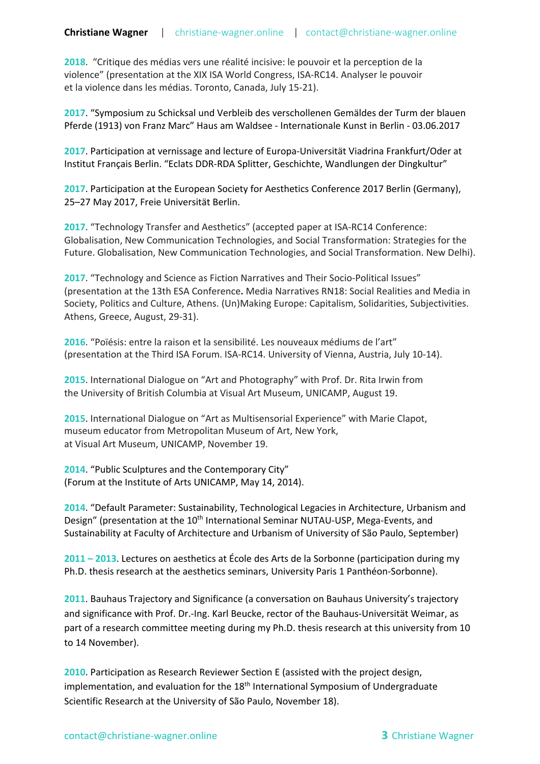**2018**. "Critique des médias vers une réalité incisive: le pouvoir et la perception de la violence" (presentation at the XIX ISA World Congress, ISA-RC14. Analyser le pouvoir et la violence dans les médias. Toronto, Canada, July 15-21).

**2017**. "Symposium zu Schicksal und Verbleib des verschollenen Gemäldes der Turm der blauen Pferde (1913) von Franz Marc" Haus am Waldsee - Internationale Kunst in Berlin - 03.06.2017

**2017**. Participation at vernissage and lecture of Europa-Universität Viadrina Frankfurt/Oder at Institut Français Berlin. "Eclats DDR-RDA Splitter, Geschichte, Wandlungen der Dingkultur"

**2017**. Participation at the European Society for Aesthetics Conference 2017 Berlin (Germany), 25–27 May 2017, Freie Universität Berlin.

**2017**. "Technology Transfer and Aesthetics" (accepted paper at ISA-RC14 Conference: Globalisation, New Communication Technologies, and Social Transformation: Strategies for the Future. Globalisation, New Communication Technologies, and Social Transformation. New Delhi).

**2017**. "Technology and Science as Fiction Narratives and Their Socio-Political Issues" (presentation at the 13th ESA Conference**.** Media Narratives RN18: Social Realities and Media in Society, Politics and Culture, Athens. (Un)Making Europe: Capitalism, Solidarities, Subjectivities. Athens, Greece, August, 29-31).

**2016**. "Poïésis: entre la raison et la sensibilité. Les nouveaux médiums de l'art" (presentation at the Third ISA Forum. ISA-RC14. University of Vienna, Austria, July 10-14).

**2015**. International Dialogue on "Art and Photography" with Prof. Dr. Rita Irwin from the University of British Columbia at Visual Art Museum, UNICAMP, August 19.

**2015**. International Dialogue on "Art as Multisensorial Experience" with Marie Clapot, museum educator from Metropolitan Museum of Art, New York, at Visual Art Museum, UNICAMP, November 19.

**2014**. "Public Sculptures and the Contemporary City" (Forum at the Institute of Arts UNICAMP, May 14, 2014).

**2014**. "Default Parameter: Sustainability, Technological Legacies in Architecture, Urbanism and Design" (presentation at the 10th International Seminar NUTAU-USP, Mega-Events, and Sustainability at Faculty of Architecture and Urbanism of University of São Paulo, September)

**2011 – 2013**. Lectures on aesthetics at École des Arts de la Sorbonne (participation during my Ph.D. thesis research at the aesthetics seminars, University Paris 1 Panthéon-Sorbonne).

**2011**. Bauhaus Trajectory and Significance (a conversation on Bauhaus University's trajectory and significance with Prof. Dr.-Ing. Karl Beucke, rector of the Bauhaus-Universität Weimar, as part of a research committee meeting during my Ph.D. thesis research at this university from 10 to 14 November).

**2010**. Participation as Research Reviewer Section E (assisted with the project design, implementation, and evaluation for the 18th International Symposium of Undergraduate Scientific Research at the University of São Paulo, November 18).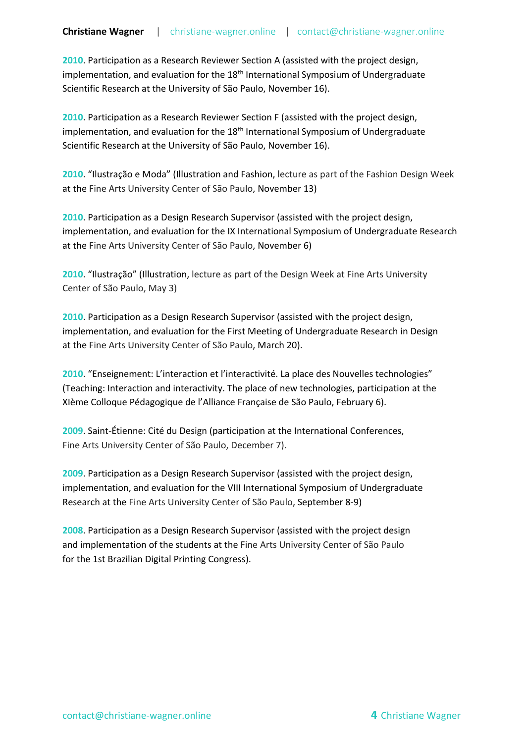**2010**. Participation as a Research Reviewer Section A (assisted with the project design, implementation, and evaluation for the 18th International Symposium of Undergraduate Scientific Research at the University of São Paulo, November 16).

**2010**. Participation as a Research Reviewer Section F (assisted with the project design, implementation, and evaluation for the 18th International Symposium of Undergraduate Scientific Research at the University of São Paulo, November 16).

**2010**. "Ilustração e Moda" (Illustration and Fashion, lecture as part of the Fashion Design Week at the Fine Arts University Center of São Paulo, November 13)

**2010**. Participation as a Design Research Supervisor (assisted with the project design, implementation, and evaluation for the IX International Symposium of Undergraduate Research at the Fine Arts University Center of São Paulo, November 6)

**2010**. "Ilustração" (Illustration, lecture as part of the Design Week at Fine Arts University Center of São Paulo, May 3)

**2010**. Participation as a Design Research Supervisor (assisted with the project design, implementation, and evaluation for the First Meeting of Undergraduate Research in Design at the Fine Arts University Center of São Paulo, March 20).

**2010**. "Enseignement: L'interaction et l'interactivité. La place des Nouvelles technologies" (Teaching: Interaction and interactivity. The place of new technologies, participation at the XIème Colloque Pédagogique de l'Alliance Française de São Paulo, February 6).

**2009**. Saint-Étienne: Cité du Design (participation at the International Conferences, Fine Arts University Center of São Paulo, December 7).

**2009**. Participation as a Design Research Supervisor (assisted with the project design, implementation, and evaluation for the VIII International Symposium of Undergraduate Research at the Fine Arts University Center of São Paulo, September 8-9)

**2008**. Participation as a Design Research Supervisor (assisted with the project design and implementation of the students at the Fine Arts University Center of São Paulo for the 1st Brazilian Digital Printing Congress).